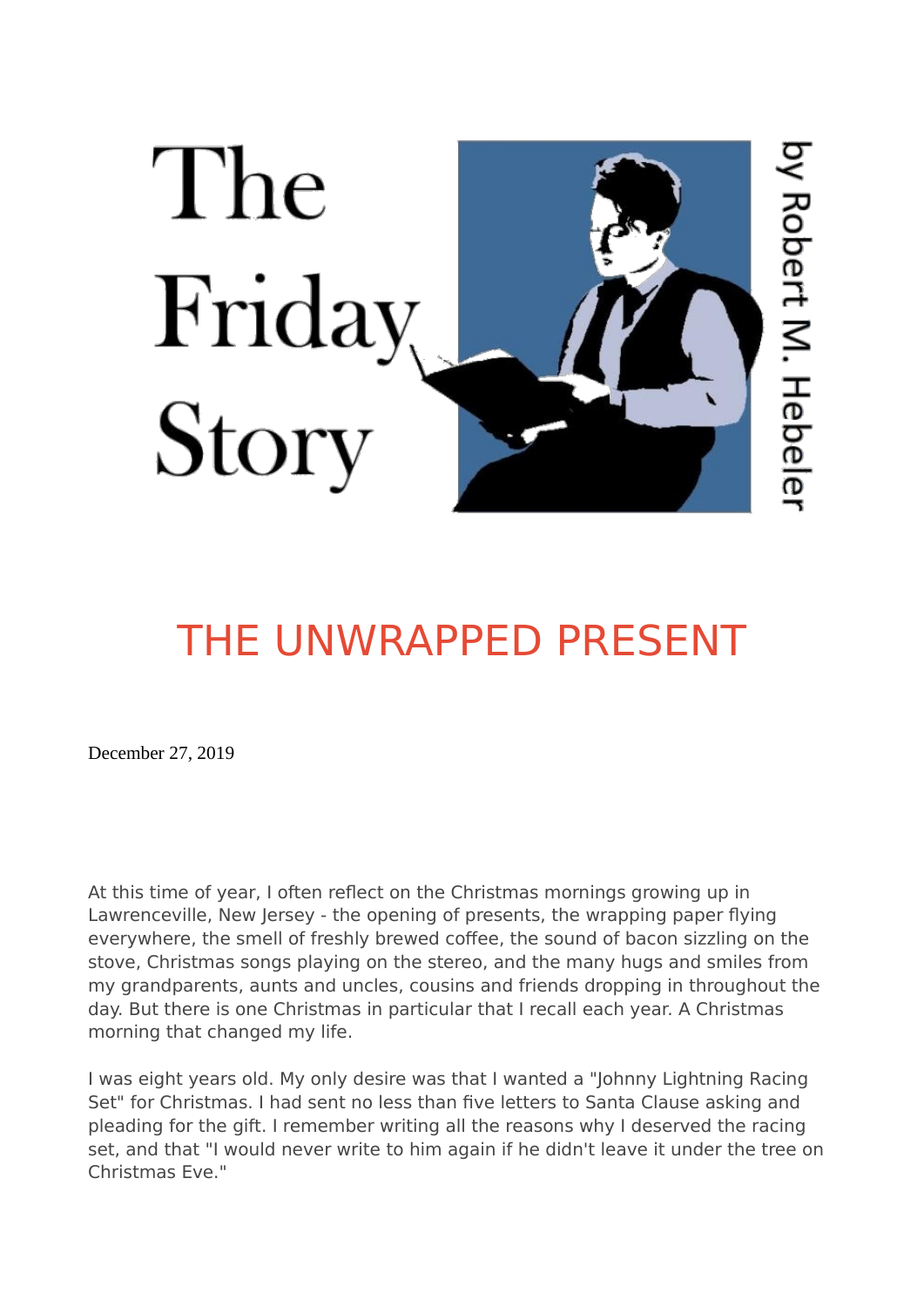# The Friday Story

by Robert M. Hebeler

## THE UNWRAPPED PRESENT

December 27, 2019

At this time of year, I often reflect on the Christmas mornings growing up in Lawrenceville, New Jersey - the opening of presents, the wrapping paper flying everywhere, the smell of freshly brewed coffee, the sound of bacon sizzling on the stove, Christmas songs playing on the stereo, and the many hugs and smiles from my grandparents, aunts and uncles, cousins and friends dropping in throughout the day. But there is one Christmas in particular that I recall each year. A Christmas morning that changed my life.

I was eight years old. My only desire was that I wanted a "Johnny Lightning Racing Set" for Christmas. I had sent no less than five letters to Santa Clause asking and pleading for the gift. I remember writing all the reasons why I deserved the racing set, and that "I would never write to him again if he didn't leave it under the tree on Christmas Eve."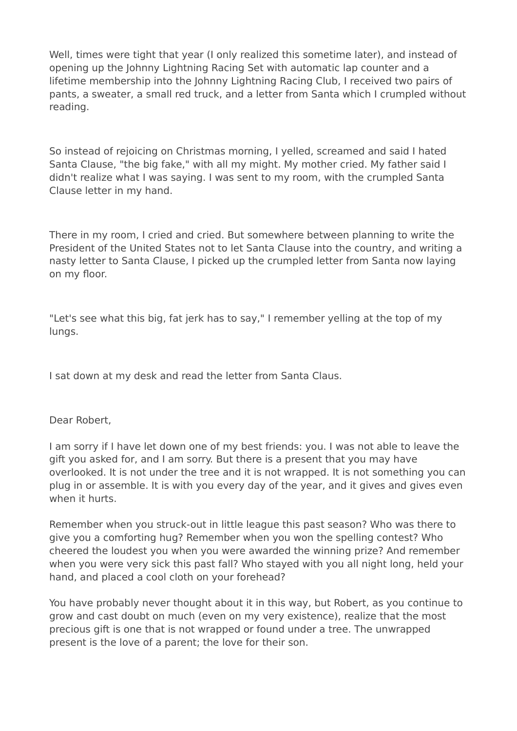Well, times were tight that year (I only realized this sometime later), and instead of opening up the Johnny Lightning Racing Set with automatic lap counter and a lifetime membership into the Johnny Lightning Racing Club, I received two pairs of pants, a sweater, a small red truck, and a letter from Santa which I crumpled without reading.

So instead of rejoicing on Christmas morning, I yelled, screamed and said I hated Santa Clause, "the big fake," with all my might. My mother cried. My father said I didn't realize what I was saying. I was sent to my room, with the crumpled Santa Clause letter in my hand.

There in my room, I cried and cried. But somewhere between planning to write the President of the United States not to let Santa Clause into the country, and writing a nasty letter to Santa Clause, I picked up the crumpled letter from Santa now laying on my floor.

"Let's see what this big, fat jerk has to say," I remember yelling at the top of my lungs.

I sat down at my desk and read the letter from Santa Claus.

Dear Robert,

I am sorry if I have let down one of my best friends: you. I was not able to leave the gift you asked for, and I am sorry. But there is a present that you may have overlooked. It is not under the tree and it is not wrapped. It is not something you can plug in or assemble. It is with you every day of the year, and it gives and gives even when it hurts.

Remember when you struck-out in little league this past season? Who was there to give you a comforting hug? Remember when you won the spelling contest? Who cheered the loudest you when you were awarded the winning prize? And remember when you were very sick this past fall? Who stayed with you all night long, held your hand, and placed a cool cloth on your forehead?

You have probably never thought about it in this way, but Robert, as you continue to grow and cast doubt on much (even on my very existence), realize that the most precious gift is one that is not wrapped or found under a tree. The unwrapped present is the love of a parent; the love for their son.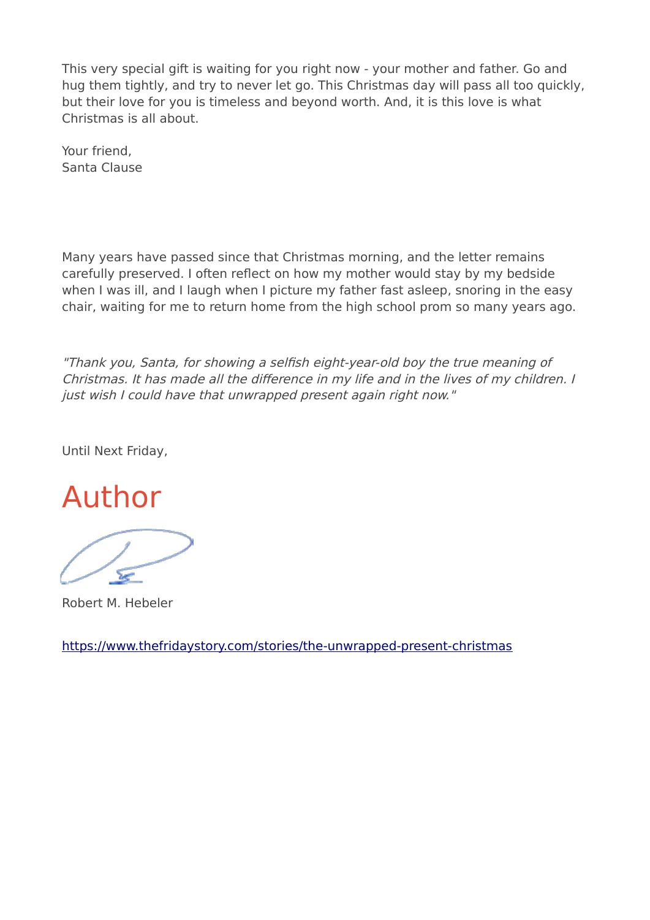This very special gift is waiting for you right now - your mother and father. Go and hug them tightly, and try to never let go. This Christmas day will pass all too quickly, but their love for you is timeless and beyond worth. And, it is this love is what Christmas is all about.

Your friend,
Santa Clause

Many years have passed since that Christmas morning, and the letter remains carefully preserved. I often reflect on how my mother would stay by my bedside when I was ill, and I laugh when I picture my father fast asleep, snoring in the easy chair, waiting for me to return home from the high school prom so many years ago.

*"Thank you, Santa, for showing a selfish eight-year-old boy the true meaning of Christmas. It has made all the difference in my life and in the lives of my children. I just wish I could have that unwrapped present again right now."*

Until Next Friday,

## Author

Robert M. Hebeler

https://www.thefridaystory.com/stories/the-unwrapped-present-christmas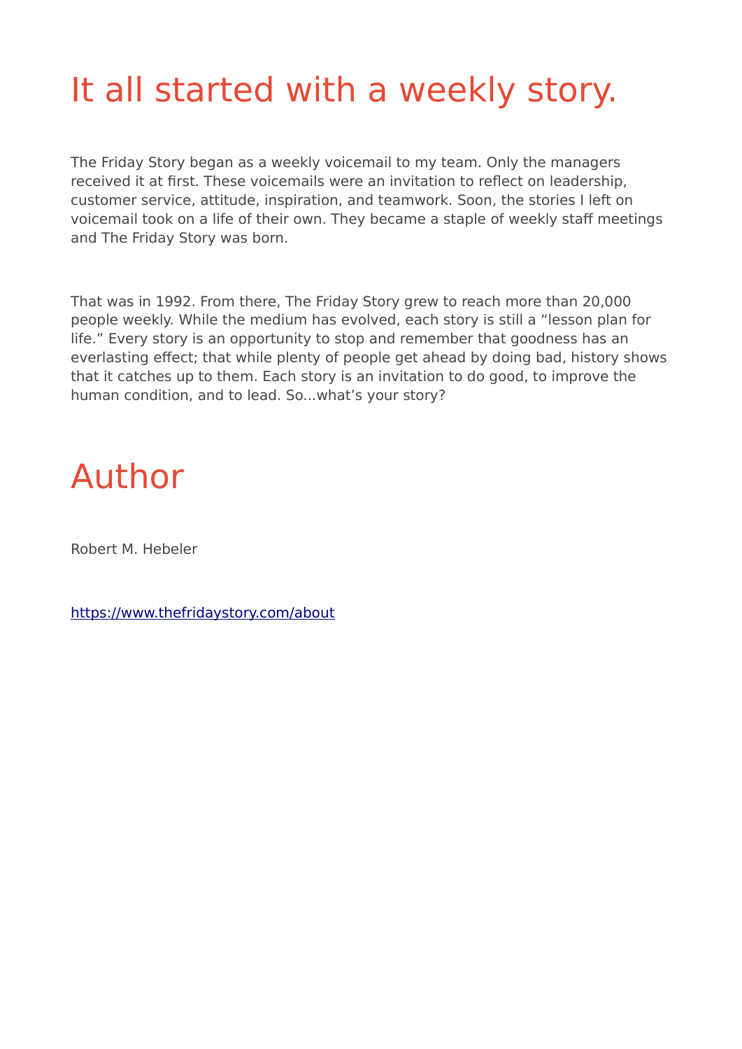# It all started with a weekly story.

The Friday Story began as a weekly voicemail to my team. Only the managers received it at first. These voicemails were an invitation to reflect on leadership, customer service, attitude, inspiration, and teamwork. Soon, the stories I left on voicemail took on a life of their own. They became a staple of weekly staff meetings and The Friday Story was born.

That was in 1992. From there, The Friday Story grew to reach more than 20,000 people weekly. While the medium has evolved, each story is still a "lesson plan for life." Every story is an opportunity to stop and remember that goodness has an everlasting effect; that while plenty of people get ahead by doing bad, history shows that it catches up to them. Each story is an invitation to do good, to improve the human condition, and to lead. So...what's your story?

# Author

Robert M. Hebeler

https://www.thefridaystory.com/about